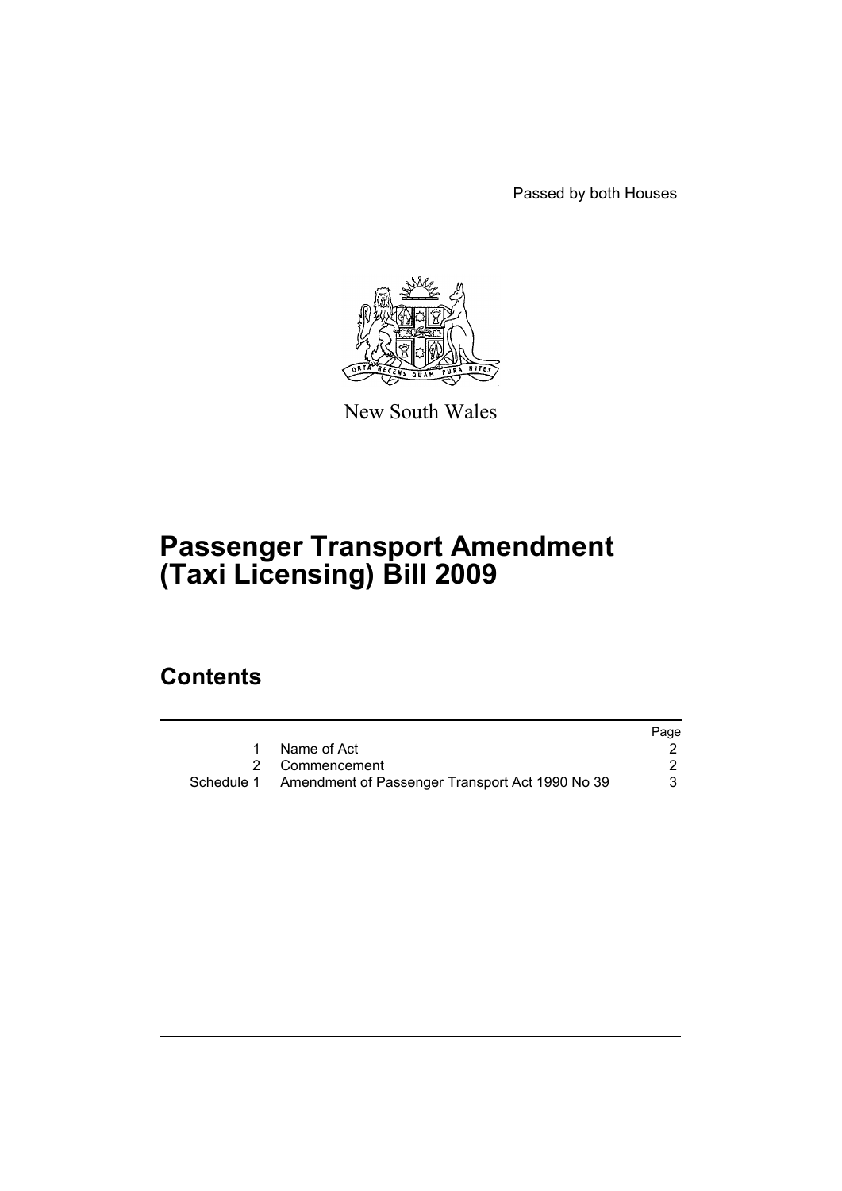Passed by both Houses

New South Wales

# Passenger Transport Amendment (Taxi Licensing) Bill 2009

## Contents

| | | Page |
|---|---|---|
| 1 | Name of Act | 2 |
| 2 | Commencement | 2 |
| Schedule 1 | Amendment of Passenger Transport Act 1990 No 39 | 3 |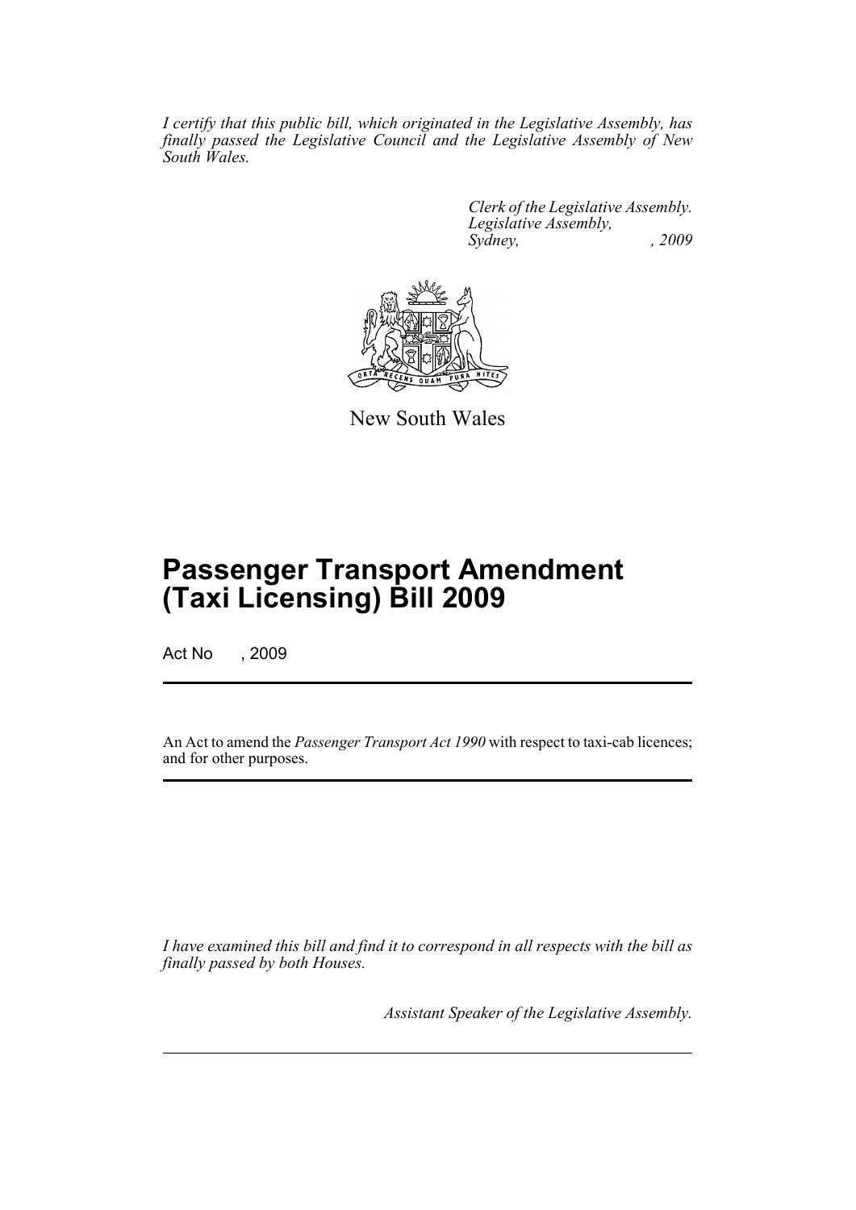*I certify that this public bill, which originated in the Legislative Assembly, has finally passed the Legislative Council and the Legislative Assembly of New South Wales.*

*Clerk of the Legislative Assembly.*
*Legislative Assembly,*
*Sydney, , 2009*

New South Wales

# Passenger Transport Amendment (Taxi Licensing) Bill 2009

Act No , 2009

An Act to amend the *Passenger Transport Act 1990* with respect to taxi-cab licences; and for other purposes.

*I have examined this bill and find it to correspond in all respects with the bill as finally passed by both Houses.*

*Assistant Speaker of the Legislative Assembly.*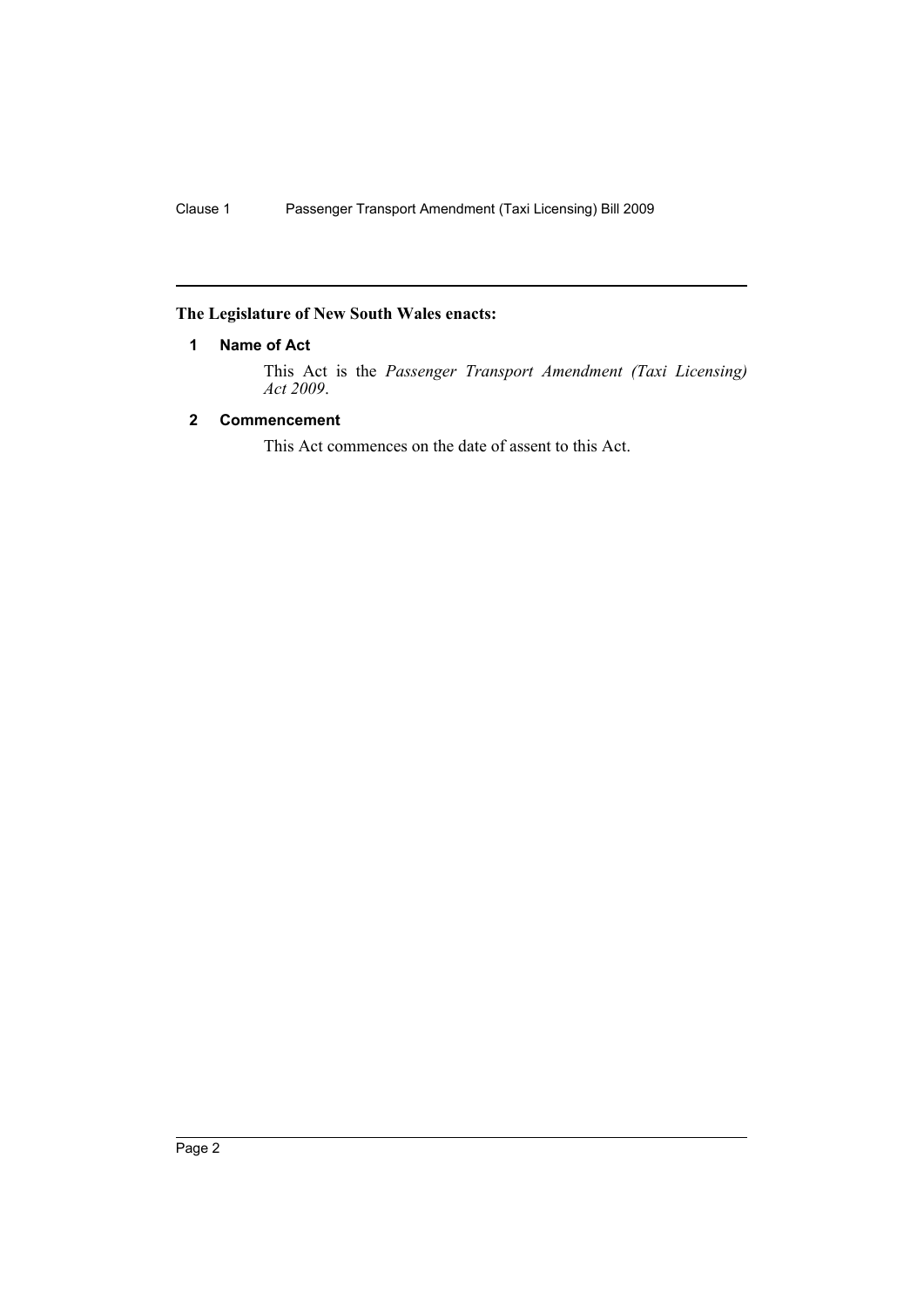## The Legislature of New South Wales enacts:

### 1 Name of Act

This Act is the *Passenger Transport Amendment (Taxi Licensing) Act 2009*.

### 2 Commencement

This Act commences on the date of assent to this Act.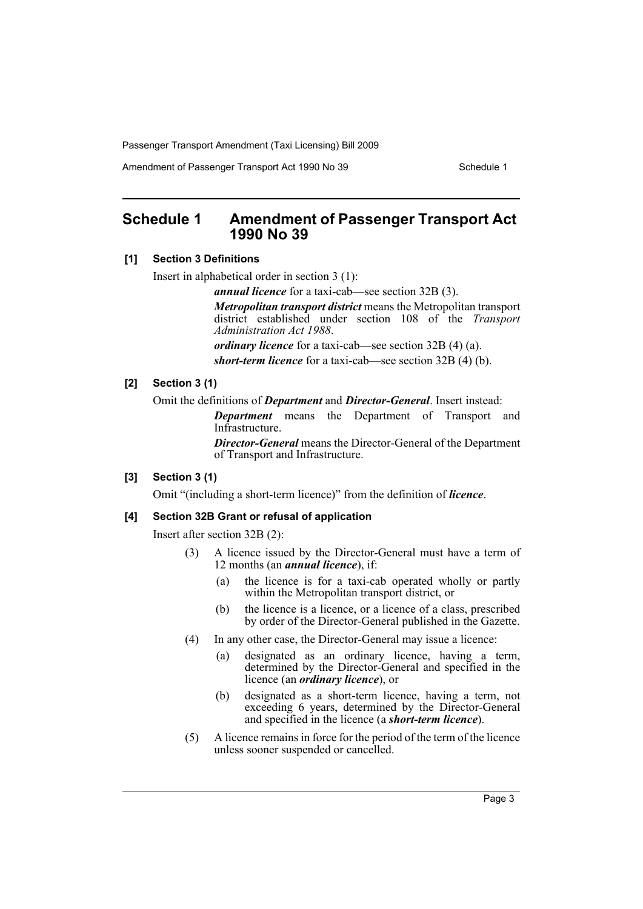# Schedule 1 Amendment of Passenger Transport Act 1990 No 39

### [1] Section 3 Definitions

Insert in alphabetical order in section 3 (1):

> ***annual licence*** for a taxi-cab—see section 32B (3).
>
> ***Metropolitan transport district*** means the Metropolitan transport district established under section 108 of the *Transport Administration Act 1988*.
>
> ***ordinary licence*** for a taxi-cab—see section 32B (4) (a).
>
> ***short-term licence*** for a taxi-cab—see section 32B (4) (b).

### [2] Section 3 (1)

Omit the definitions of ***Department*** and ***Director-General***. Insert instead:

> ***Department*** means the Department of Transport and Infrastructure.
>
> ***Director-General*** means the Director-General of the Department of Transport and Infrastructure.

### [3] Section 3 (1)

Omit "(including a short-term licence)" from the definition of ***licence***.

### [4] Section 32B Grant or refusal of application

Insert after section 32B (2):

> (3) A licence issued by the Director-General must have a term of 12 months (an ***annual licence***), if:
>
> > (a) the licence is for a taxi-cab operated wholly or partly within the Metropolitan transport district, or
> >
> > (b) the licence is a licence, or a licence of a class, prescribed by order of the Director-General published in the Gazette.
>
> (4) In any other case, the Director-General may issue a licence:
>
> > (a) designated as an ordinary licence, having a term, determined by the Director-General and specified in the licence (an ***ordinary licence***), or
> >
> > (b) designated as a short-term licence, having a term, not exceeding 6 years, determined by the Director-General and specified in the licence (a ***short-term licence***).
>
> (5) A licence remains in force for the period of the term of the licence unless sooner suspended or cancelled.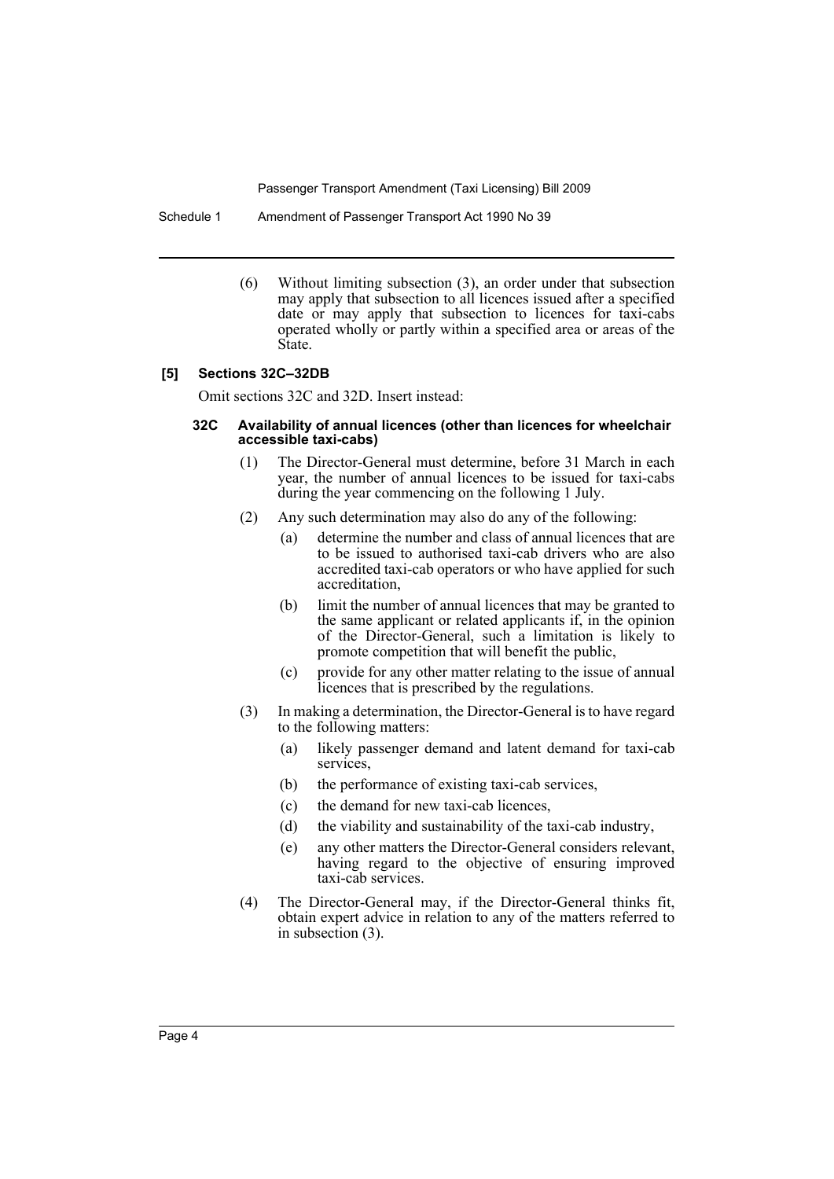(6) Without limiting subsection (3), an order under that subsection may apply that subsection to all licences issued after a specified date or may apply that subsection to licences for taxi-cabs operated wholly or partly within a specified area or areas of the State.

### [5] Sections 32C–32DB

Omit sections 32C and 32D. Insert instead:

#### 32C Availability of annual licences (other than licences for wheelchair accessible taxi-cabs)

(1) The Director-General must determine, before 31 March in each year, the number of annual licences to be issued for taxi-cabs during the year commencing on the following 1 July.

(2) Any such determination may also do any of the following:

- (a) determine the number and class of annual licences that are to be issued to authorised taxi-cab drivers who are also accredited taxi-cab operators or who have applied for such accreditation,
- (b) limit the number of annual licences that may be granted to the same applicant or related applicants if, in the opinion of the Director-General, such a limitation is likely to promote competition that will benefit the public,
- (c) provide for any other matter relating to the issue of annual licences that is prescribed by the regulations.

(3) In making a determination, the Director-General is to have regard to the following matters:

- (a) likely passenger demand and latent demand for taxi-cab services,
- (b) the performance of existing taxi-cab services,
- (c) the demand for new taxi-cab licences,
- (d) the viability and sustainability of the taxi-cab industry,
- (e) any other matters the Director-General considers relevant, having regard to the objective of ensuring improved taxi-cab services.

(4) The Director-General may, if the Director-General thinks fit, obtain expert advice in relation to any of the matters referred to in subsection (3).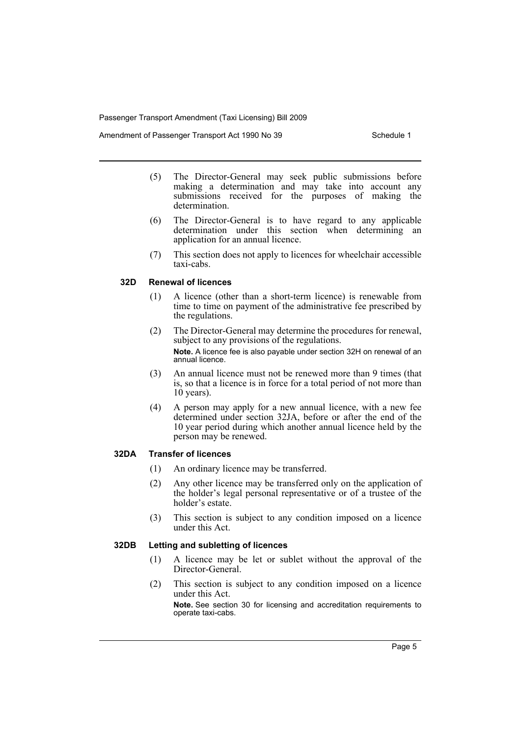(5) The Director-General may seek public submissions before making a determination and may take into account any submissions received for the purposes of making the determination.

(6) The Director-General is to have regard to any applicable determination under this section when determining an application for an annual licence.

(7) This section does not apply to licences for wheelchair accessible taxi-cabs.

### 32D Renewal of licences

(1) A licence (other than a short-term licence) is renewable from time to time on payment of the administrative fee prescribed by the regulations.

(2) The Director-General may determine the procedures for renewal, subject to any provisions of the regulations.

**Note.** A licence fee is also payable under section 32H on renewal of an annual licence.

(3) An annual licence must not be renewed more than 9 times (that is, so that a licence is in force for a total period of not more than 10 years).

(4) A person may apply for a new annual licence, with a new fee determined under section 32JA, before or after the end of the 10 year period during which another annual licence held by the person may be renewed.

### 32DA Transfer of licences

(1) An ordinary licence may be transferred.

(2) Any other licence may be transferred only on the application of the holder's legal personal representative or of a trustee of the holder's estate.

(3) This section is subject to any condition imposed on a licence under this Act.

### 32DB Letting and subletting of licences

(1) A licence may be let or sublet without the approval of the Director-General.

(2) This section is subject to any condition imposed on a licence under this Act.

**Note.** See section 30 for licensing and accreditation requirements to operate taxi-cabs.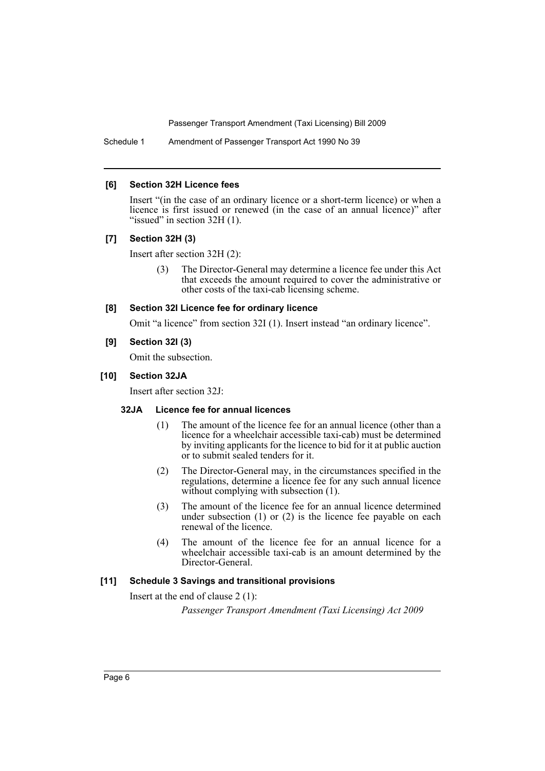#### [6] Section 32H Licence fees

Insert "(in the case of an ordinary licence or a short-term licence) or when a licence is first issued or renewed (in the case of an annual licence)" after "issued" in section 32H (1).

#### [7] Section 32H (3)

Insert after section 32H (2):

> (3) The Director-General may determine a licence fee under this Act that exceeds the amount required to cover the administrative or other costs of the taxi-cab licensing scheme.

#### [8] Section 32I Licence fee for ordinary licence

Omit "a licence" from section 32I (1). Insert instead "an ordinary licence".

#### [9] Section 32I (3)

Omit the subsection.

#### [10] Section 32JA

Insert after section 32J:

> **32JA Licence fee for annual licences**
>
> (1) The amount of the licence fee for an annual licence (other than a licence for a wheelchair accessible taxi-cab) must be determined by inviting applicants for the licence to bid for it at public auction or to submit sealed tenders for it.
>
> (2) The Director-General may, in the circumstances specified in the regulations, determine a licence fee for any such annual licence without complying with subsection (1).
>
> (3) The amount of the licence fee for an annual licence determined under subsection (1) or (2) is the licence fee payable on each renewal of the licence.
>
> (4) The amount of the licence fee for an annual licence for a wheelchair accessible taxi-cab is an amount determined by the Director-General.

#### [11] Schedule 3 Savings and transitional provisions

Insert at the end of clause 2 (1):

> *Passenger Transport Amendment (Taxi Licensing) Act 2009*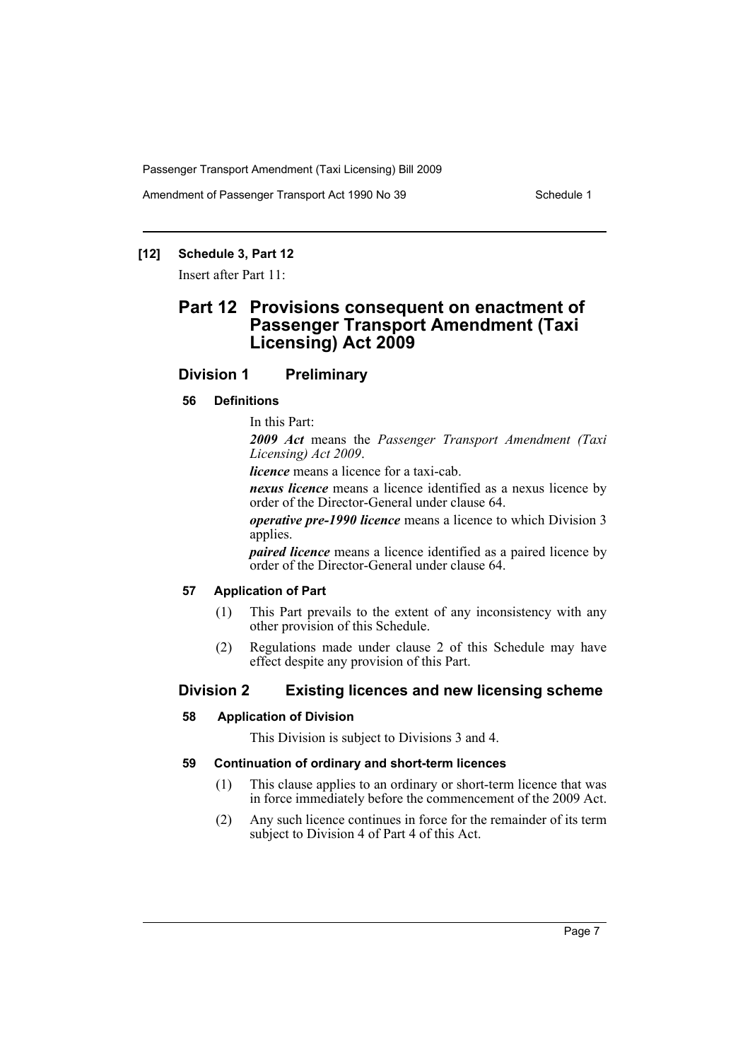**[12] Schedule 3, Part 12**

Insert after Part 11:

## Part 12 Provisions consequent on enactment of Passenger Transport Amendment (Taxi Licensing) Act 2009

### Division 1 Preliminary

#### 56 Definitions

In this Part:

***2009 Act*** means the *Passenger Transport Amendment (Taxi Licensing) Act 2009*.

***licence*** means a licence for a taxi-cab.

***nexus licence*** means a licence identified as a nexus licence by order of the Director-General under clause 64.

***operative pre-1990 licence*** means a licence to which Division 3 applies.

***paired licence*** means a licence identified as a paired licence by order of the Director-General under clause 64.

#### 57 Application of Part

(1) This Part prevails to the extent of any inconsistency with any other provision of this Schedule.

(2) Regulations made under clause 2 of this Schedule may have effect despite any provision of this Part.

### Division 2 Existing licences and new licensing scheme

#### 58 Application of Division

This Division is subject to Divisions 3 and 4.

#### 59 Continuation of ordinary and short-term licences

(1) This clause applies to an ordinary or short-term licence that was in force immediately before the commencement of the 2009 Act.

(2) Any such licence continues in force for the remainder of its term subject to Division 4 of Part 4 of this Act.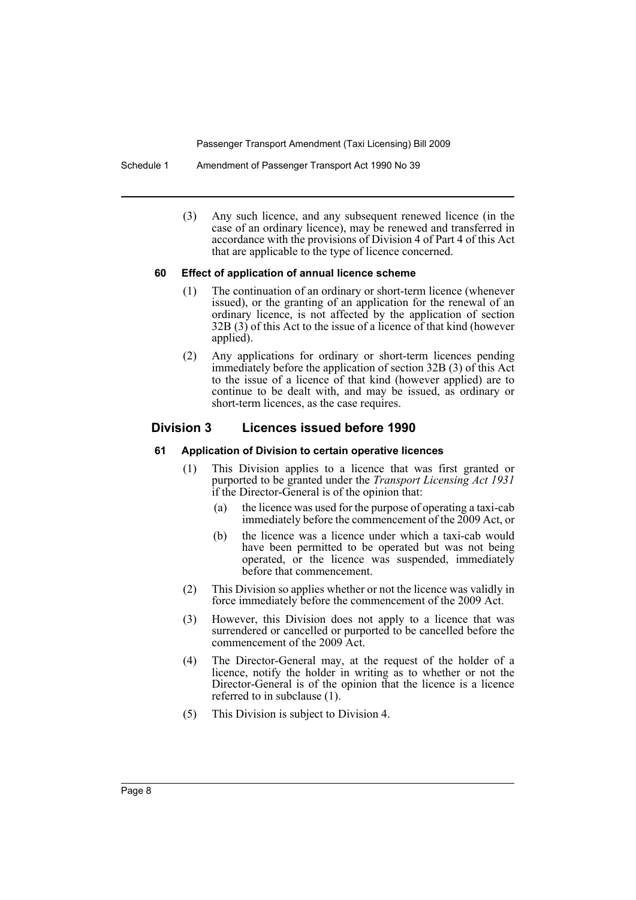(3) Any such licence, and any subsequent renewed licence (in the case of an ordinary licence), may be renewed and transferred in accordance with the provisions of Division 4 of Part 4 of this Act that are applicable to the type of licence concerned.

#### 60 Effect of application of annual licence scheme

(1) The continuation of an ordinary or short-term licence (whenever issued), or the granting of an application for the renewal of an ordinary licence, is not affected by the application of section 32B (3) of this Act to the issue of a licence of that kind (however applied).

(2) Any applications for ordinary or short-term licences pending immediately before the application of section 32B (3) of this Act to the issue of a licence of that kind (however applied) are to continue to be dealt with, and may be issued, as ordinary or short-term licences, as the case requires.

### Division 3 Licences issued before 1990

#### 61 Application of Division to certain operative licences

(1) This Division applies to a licence that was first granted or purported to be granted under the *Transport Licensing Act 1931* if the Director-General is of the opinion that:

- (a) the licence was used for the purpose of operating a taxi-cab immediately before the commencement of the 2009 Act, or
- (b) the licence was a licence under which a taxi-cab would have been permitted to be operated but was not being operated, or the licence was suspended, immediately before that commencement.

(2) This Division so applies whether or not the licence was validly in force immediately before the commencement of the 2009 Act.

(3) However, this Division does not apply to a licence that was surrendered or cancelled or purported to be cancelled before the commencement of the 2009 Act.

(4) The Director-General may, at the request of the holder of a licence, notify the holder in writing as to whether or not the Director-General is of the opinion that the licence is a licence referred to in subclause (1).

(5) This Division is subject to Division 4.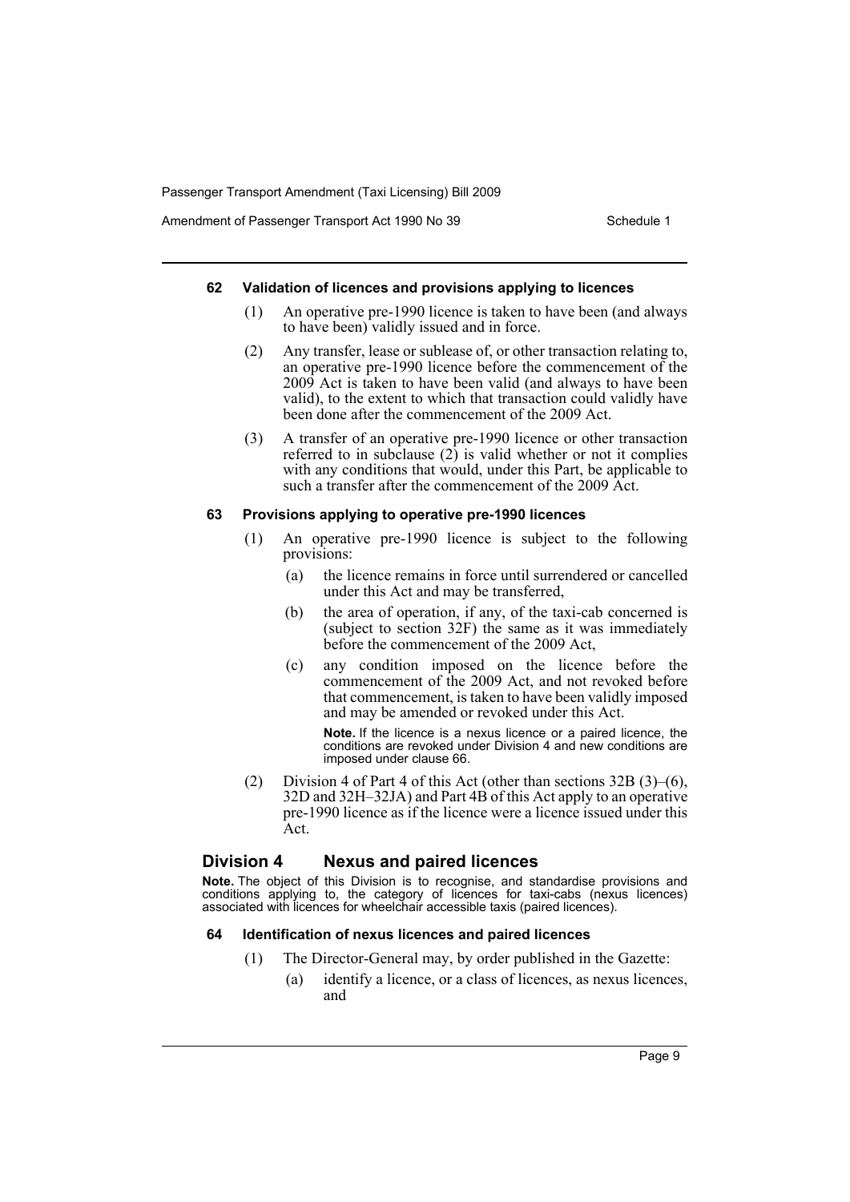**62 Validation of licences and provisions applying to licences**

(1) An operative pre-1990 licence is taken to have been (and always to have been) validly issued and in force.

(2) Any transfer, lease or sublease of, or other transaction relating to, an operative pre-1990 licence before the commencement of the 2009 Act is taken to have been valid (and always to have been valid), to the extent to which that transaction could validly have been done after the commencement of the 2009 Act.

(3) A transfer of an operative pre-1990 licence or other transaction referred to in subclause (2) is valid whether or not it complies with any conditions that would, under this Part, be applicable to such a transfer after the commencement of the 2009 Act.

**63 Provisions applying to operative pre-1990 licences**

(1) An operative pre-1990 licence is subject to the following provisions:

(a) the licence remains in force until surrendered or cancelled under this Act and may be transferred,

(b) the area of operation, if any, of the taxi-cab concerned is (subject to section 32F) the same as it was immediately before the commencement of the 2009 Act,

(c) any condition imposed on the licence before the commencement of the 2009 Act, and not revoked before that commencement, is taken to have been validly imposed and may be amended or revoked under this Act.

**Note.** If the licence is a nexus licence or a paired licence, the conditions are revoked under Division 4 and new conditions are imposed under clause 66.

(2) Division 4 of Part 4 of this Act (other than sections 32B (3)–(6), 32D and 32H–32JA) and Part 4B of this Act apply to an operative pre-1990 licence as if the licence were a licence issued under this Act.

## Division 4 Nexus and paired licences

**Note.** The object of this Division is to recognise, and standardise provisions and conditions applying to, the category of licences for taxi-cabs (nexus licences) associated with licences for wheelchair accessible taxis (paired licences).

**64 Identification of nexus licences and paired licences**

(1) The Director-General may, by order published in the Gazette:

(a) identify a licence, or a class of licences, as nexus licences, and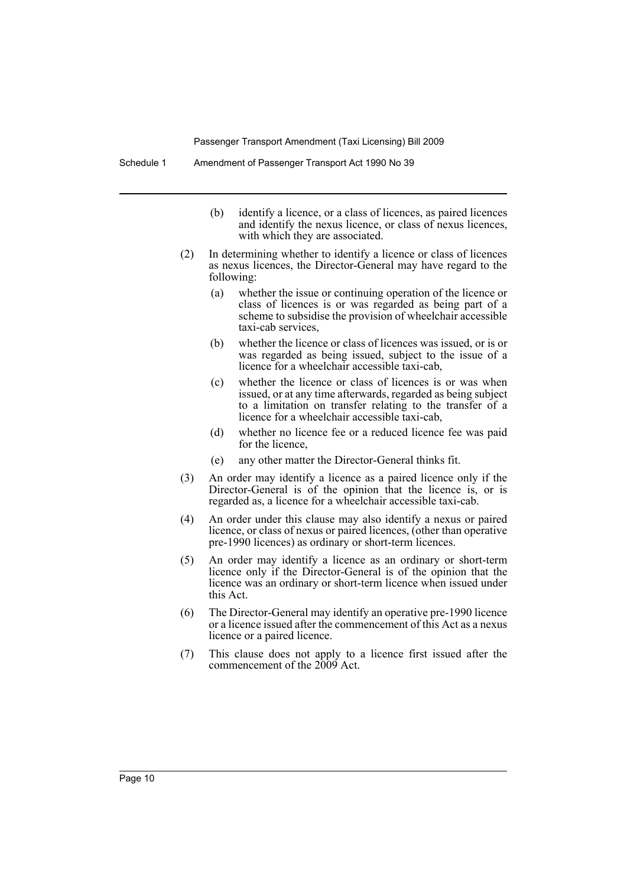(b) identify a licence, or a class of licences, as paired licences and identify the nexus licence, or class of nexus licences, with which they are associated.

(2) In determining whether to identify a licence or class of licences as nexus licences, the Director-General may have regard to the following:

(a) whether the issue or continuing operation of the licence or class of licences is or was regarded as being part of a scheme to subsidise the provision of wheelchair accessible taxi-cab services,

(b) whether the licence or class of licences was issued, or is or was regarded as being issued, subject to the issue of a licence for a wheelchair accessible taxi-cab,

(c) whether the licence or class of licences is or was when issued, or at any time afterwards, regarded as being subject to a limitation on transfer relating to the transfer of a licence for a wheelchair accessible taxi-cab,

(d) whether no licence fee or a reduced licence fee was paid for the licence,

(e) any other matter the Director-General thinks fit.

(3) An order may identify a licence as a paired licence only if the Director-General is of the opinion that the licence is, or is regarded as, a licence for a wheelchair accessible taxi-cab.

(4) An order under this clause may also identify a nexus or paired licence, or class of nexus or paired licences, (other than operative pre-1990 licences) as ordinary or short-term licences.

(5) An order may identify a licence as an ordinary or short-term licence only if the Director-General is of the opinion that the licence was an ordinary or short-term licence when issued under this Act.

(6) The Director-General may identify an operative pre-1990 licence or a licence issued after the commencement of this Act as a nexus licence or a paired licence.

(7) This clause does not apply to a licence first issued after the commencement of the 2009 Act.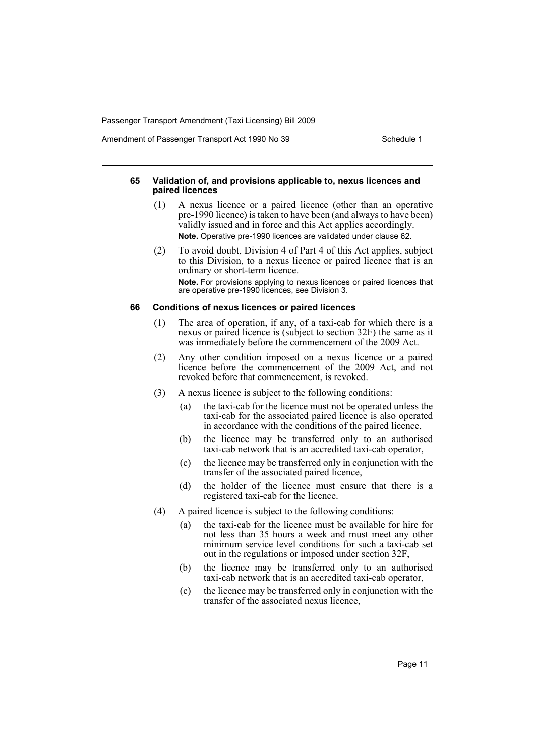#### 65 Validation of, and provisions applicable to, nexus licences and paired licences

(1) A nexus licence or a paired licence (other than an operative pre-1990 licence) is taken to have been (and always to have been) validly issued and in force and this Act applies accordingly.

**Note.** Operative pre-1990 licences are validated under clause 62.

(2) To avoid doubt, Division 4 of Part 4 of this Act applies, subject to this Division, to a nexus licence or paired licence that is an ordinary or short-term licence.

**Note.** For provisions applying to nexus licences or paired licences that are operative pre-1990 licences, see Division 3.

#### 66 Conditions of nexus licences or paired licences

(1) The area of operation, if any, of a taxi-cab for which there is a nexus or paired licence is (subject to section 32F) the same as it was immediately before the commencement of the 2009 Act.

(2) Any other condition imposed on a nexus licence or a paired licence before the commencement of the 2009 Act, and not revoked before that commencement, is revoked.

(3) A nexus licence is subject to the following conditions:

- (a) the taxi-cab for the licence must not be operated unless the taxi-cab for the associated paired licence is also operated in accordance with the conditions of the paired licence,
- (b) the licence may be transferred only to an authorised taxi-cab network that is an accredited taxi-cab operator,
- (c) the licence may be transferred only in conjunction with the transfer of the associated paired licence,
- (d) the holder of the licence must ensure that there is a registered taxi-cab for the licence.

(4) A paired licence is subject to the following conditions:

- (a) the taxi-cab for the licence must be available for hire for not less than 35 hours a week and must meet any other minimum service level conditions for such a taxi-cab set out in the regulations or imposed under section 32F,
- (b) the licence may be transferred only to an authorised taxi-cab network that is an accredited taxi-cab operator,
- (c) the licence may be transferred only in conjunction with the transfer of the associated nexus licence,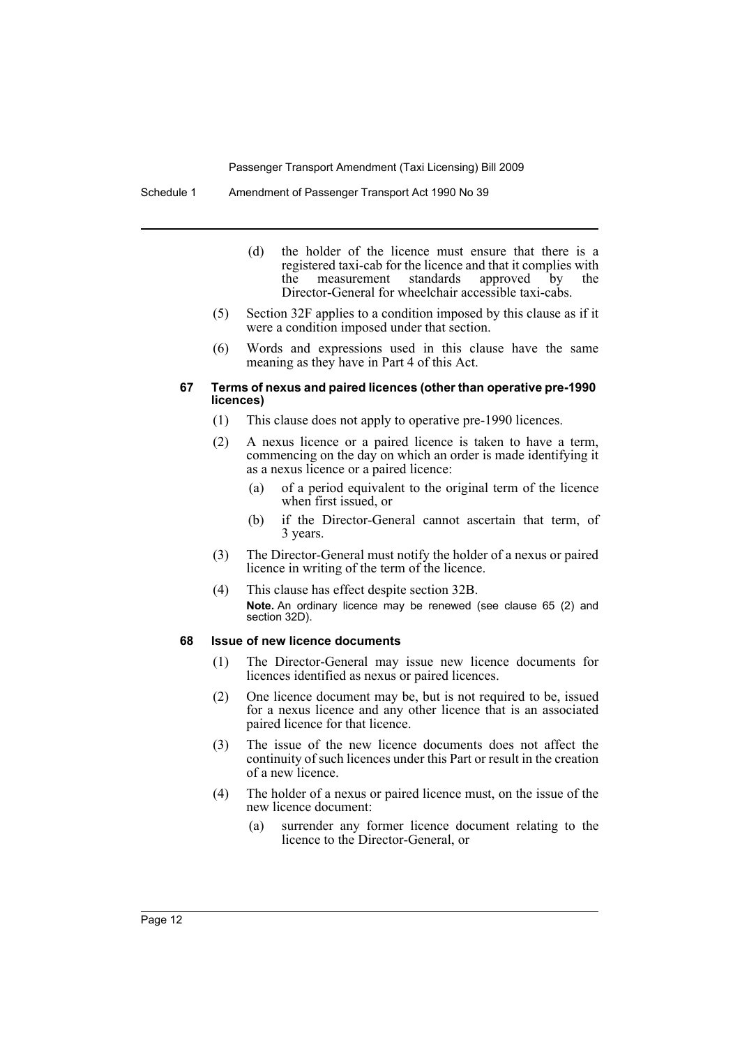(d) the holder of the licence must ensure that there is a registered taxi-cab for the licence and that it complies with the measurement standards approved by the Director-General for wheelchair accessible taxi-cabs.

(5) Section 32F applies to a condition imposed by this clause as if it were a condition imposed under that section.

(6) Words and expressions used in this clause have the same meaning as they have in Part 4 of this Act.

#### 67 Terms of nexus and paired licences (other than operative pre-1990 licences)

(1) This clause does not apply to operative pre-1990 licences.

(2) A nexus licence or a paired licence is taken to have a term, commencing on the day on which an order is made identifying it as a nexus licence or a paired licence:

(a) of a period equivalent to the original term of the licence when first issued, or

(b) if the Director-General cannot ascertain that term, of 3 years.

(3) The Director-General must notify the holder of a nexus or paired licence in writing of the term of the licence.

(4) This clause has effect despite section 32B.

**Note.** An ordinary licence may be renewed (see clause 65 (2) and section 32D).

#### 68 Issue of new licence documents

(1) The Director-General may issue new licence documents for licences identified as nexus or paired licences.

(2) One licence document may be, but is not required to be, issued for a nexus licence and any other licence that is an associated paired licence for that licence.

(3) The issue of the new licence documents does not affect the continuity of such licences under this Part or result in the creation of a new licence.

(4) The holder of a nexus or paired licence must, on the issue of the new licence document:

(a) surrender any former licence document relating to the licence to the Director-General, or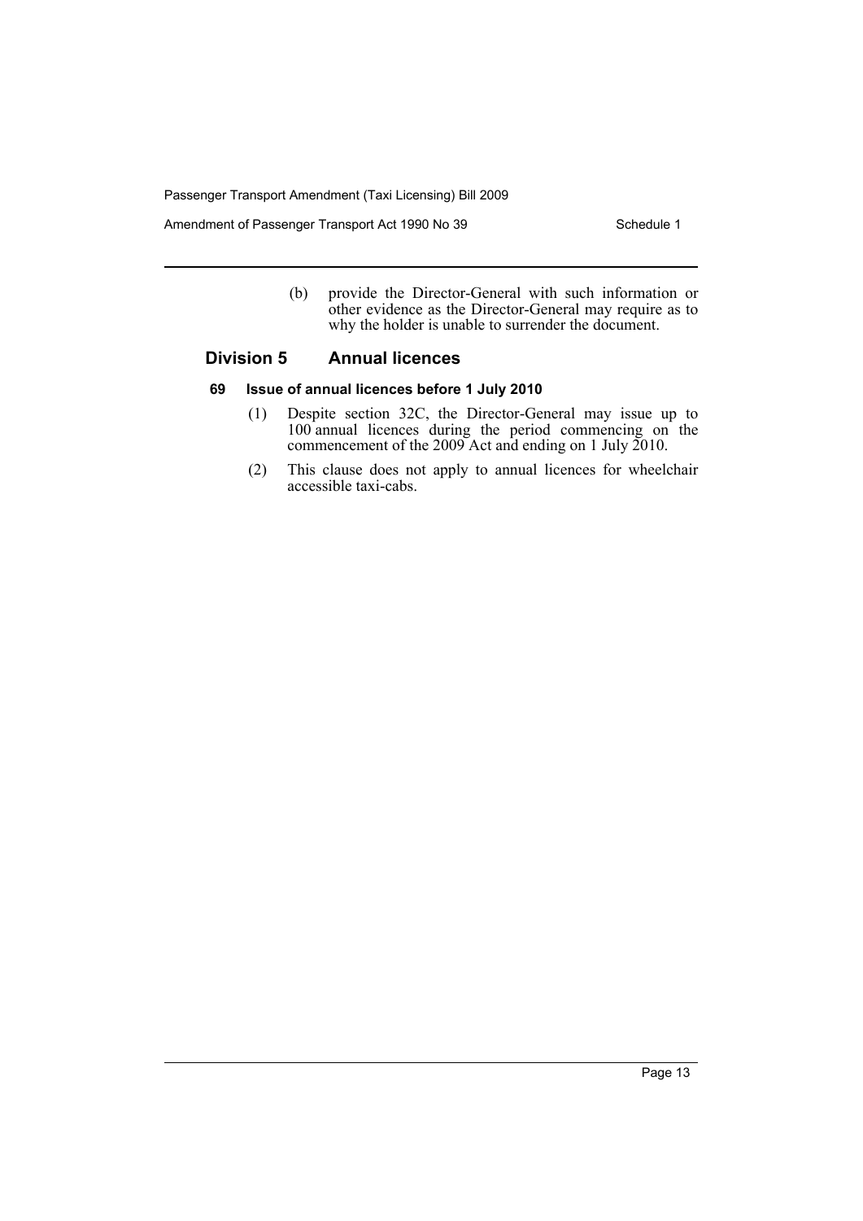(b) provide the Director-General with such information or other evidence as the Director-General may require as to why the holder is unable to surrender the document.

## Division 5 Annual licences

### 69 Issue of annual licences before 1 July 2010

(1) Despite section 32C, the Director-General may issue up to 100 annual licences during the period commencing on the commencement of the 2009 Act and ending on 1 July 2010.

(2) This clause does not apply to annual licences for wheelchair accessible taxi-cabs.